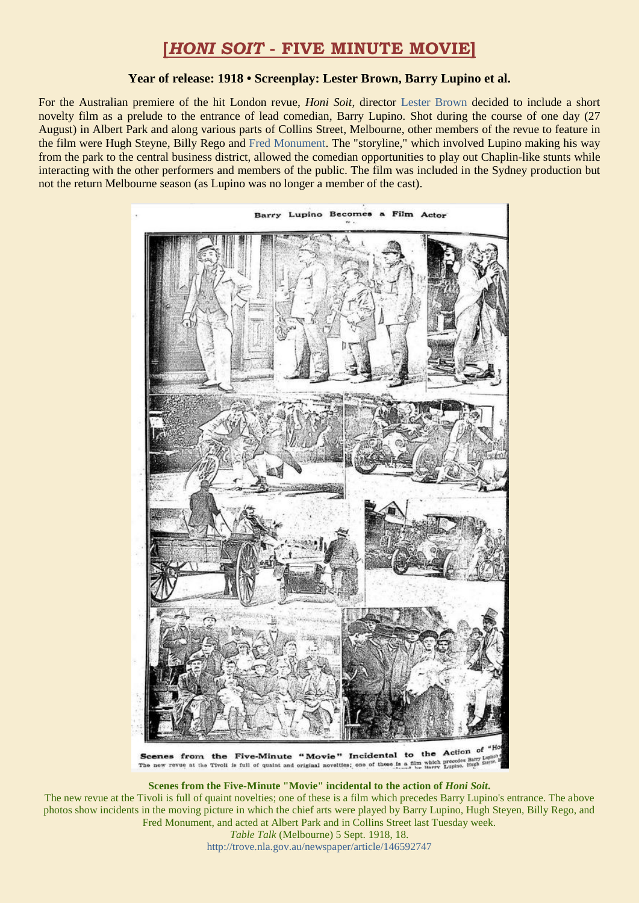# [*HONI SOIT* - FIVE MINUTE MOVIE]

**Year of release: 1918 • Screenplay: Lester Brown, Barry Lupino et al.**

For the Australian premiere of the hit London revue, *Honi Soit*, director Lester Brown decided to include a short novelty film as a prelude to the entrance of lead comedian, Barry Lupino. Shot during the course of one day (27 August) in Albert Park and along various parts of Collins Street, Melbourne, other members of the revue to feature in the film were Hugh Steyne, Billy Rego and Fred Monument. The "storyline," which involved Lupino making his way from the park to the central business district, allowed the comedian opportunities to play out Chaplin-like stunts while interacting with the other performers and members of the public. The film was included in the Sydney production but not the return Melbourne season (as Lupino was no longer a member of the cast).

**Scenes from the Five-Minute "Movie" incidental to the action of *Honi Soit*.**

The new revue at the Tivoli is full of quaint novelties; one of these is a film which precedes Barry Lupino's entrance. The above photos show incidents in the moving picture in which the chief arts were played by Barry Lupino, Hugh Steyen, Billy Rego, and Fred Monument, and acted at Albert Park and in Collins Street last Tuesday week.

*Table Talk* (Melbourne) 5 Sept. 1918, 18.

http://trove.nla.gov.au/newspaper/article/146592747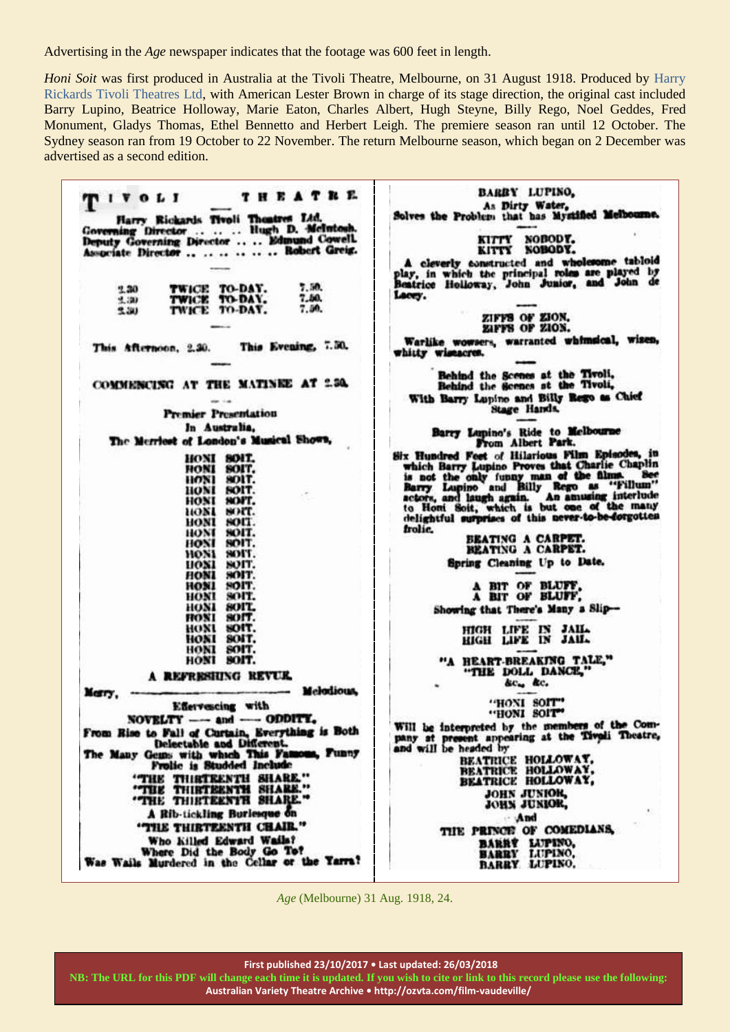Advertising in the *Age* newspaper indicates that the footage was 600 feet in length.

*Honi Soit* was first produced in Australia at the Tivoli Theatre, Melbourne, on 31 August 1918. Produced by Harry Rickards Tivoli Theatres Ltd, with American Lester Brown in charge of its stage direction, the original cast included Barry Lupino, Beatrice Holloway, Marie Eaton, Charles Albert, Hugh Steyne, Billy Rego, Noel Geddes, Fred Monument, Gladys Thomas, Ethel Bennetto and Herbert Leigh. The premiere season ran until 12 October. The Sydney season ran from 19 October to 22 November. The return Melbourne season, which began on 2 December was advertised as a second edition.

TIVOLI THEATRE.

Harry Rickards Tivoli Theatres Ltd.
Governing Director .. .. .. Hugh D. McIntosh.
Deputy Governing Director .. .. Edmund Cowell.
Associate Director .. .. .. .. .. Robert Greig.

2.30 TWICE TO-DAY. 7.50.
2.30 TWICE TO-DAY. 7.50.
2.30 TWICE TO-DAY. 7.50.

This Afternoon, 2.30. This Evening, 7.50.

COMMENCING AT THE MATINEE AT 2.30.

Premier Presentation
In Australia,
The Merriest of London's Musical Shows,

HONI SOIT.
HONI SOIT.
HONI SOIT.
HONI SOIT.
HONI SOIT.
HONI SOIT.
HONI SOIT.
HONI SOIT.
HONI SOIT.
HONI SOIT.
HONI SOIT.
HONI SOIT.
HONI SOIT.
HONI SOIT.
HONI SOIT.
HONI SOIT.
HONI SOIT.
HONI SOIT.
HONI SOIT.

A REFRESHING REVUE.

Merry, ———— Melodious,
Effervescing with
NOVELTY —— and —— ODDITY.
From Rise to Fall of Curtain, Everything is Both Delectable and Different.
The Many Gems with which This Famous, Funny Frolic is Studded Include

"THE THIRTEENTH SHARE."
"THE THIRTEENTH SHARE."
"THE THIRTEENTH SHARE."
A Rib-tickling Burlesque on
"THE THIRTEENTH CHAIR."
Who Killed Edward Wails?
Where Did the Body Go To?
Was Wails Murdered in the Cellar or the Yarra?

BARRY LUPINO,
As Dirty Water,
Solves the Problem that has Mystified Melbourne.

KITTY NOBODY.
KITTY NOBODY.
A cleverly constructed and wholesome tabloid play, in which the principal roles are played by Beatrice Holloway, John Junior, and John de Lacey.

ZIFFS OF ZION.
ZIFFS OF ZION.
Warlike wowsers, warranted whimsical, wisen, whitty wiseacres.

Behind the Scenes at the Tivoli,
Behind the Scenes at the Tivoli,
With Barry Lupino and Billy Rego as Chief Stage Hands.

Barry Lupino's Ride to Melbourne
From Albert Park.
Six Hundred Feet of Hilarious Film Episodes, in which Barry Lupino Proves that Charlie Chaplin is not the only funny man of the films. See Barry Lupino and Billy Rego as "Fillum" actors, and laugh again. An amusing interlude to Honi Soit, which is but one of the many delightful surprises of this never-to-be-forgotten frolic.

BEATING A CARPET.
BEATING A CARPET.
Spring Cleaning Up to Date.

A BIT OF BLUFF,
A BIT OF BLUFF,
Showing that There's Many a Slip—

HIGH LIFE IN JAIL.
HIGH LIFE IN JAIL.

"A HEART-BREAKING TALE,"
"THE DOLL DANCE,"
&c., &c.

"HONI SOIT"
"HONI SOIT"
Will be interpreted by the members of the Company at present appearing at the Tivoli Theatre, and will be headed by
BEATRICE HOLLOWAY,
BEATRICE HOLLOWAY,
BEATRICE HOLLOWAY,
JOHN JUNIOR,
JOHN JUNIOR,
And
THE PRINCE OF COMEDIANS,
BARRY LUPINO,
BARRY LUPINO,
BARRY LUPINO.

*Age* (Melbourne) 31 Aug. 1918, 24.

**First published 23/10/2017 • Last updated: 26/03/2018**
**NB: The URL for this PDF will change each time it is updated. If you wish to cite or link to this record please use the following: Australian Variety Theatre Archive • http://ozvta.com/film-vaudeville/**